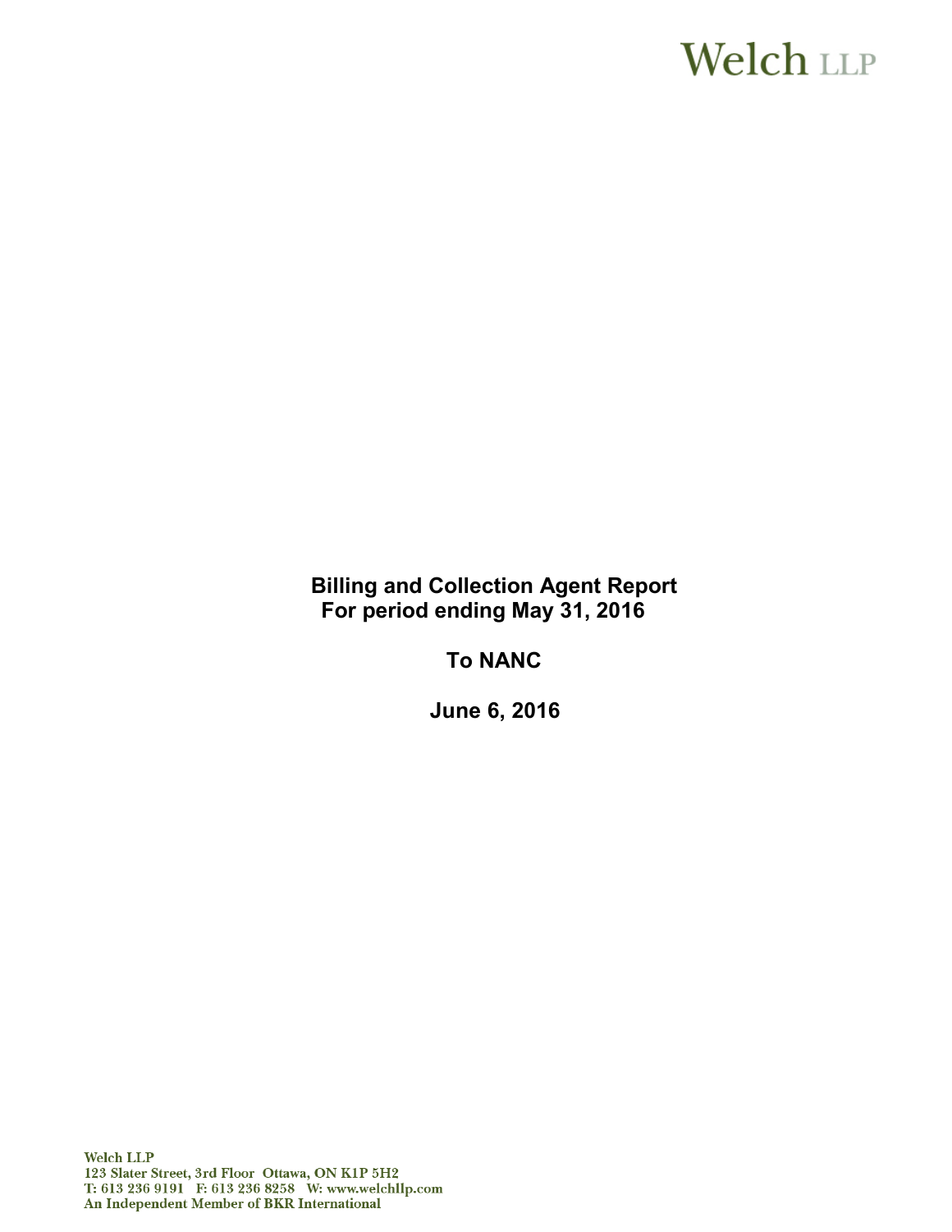Welch LLP

# Billing and Collection Agent Report
## For period ending May 31, 2016

## To NANC

## June 6, 2016

Welch LLP
123 Slater Street, 3rd Floor Ottawa, ON K1P 5H2
T: 613 236 9191 F: 613 236 8258 W: www.welchllp.com
An Independent Member of BKR International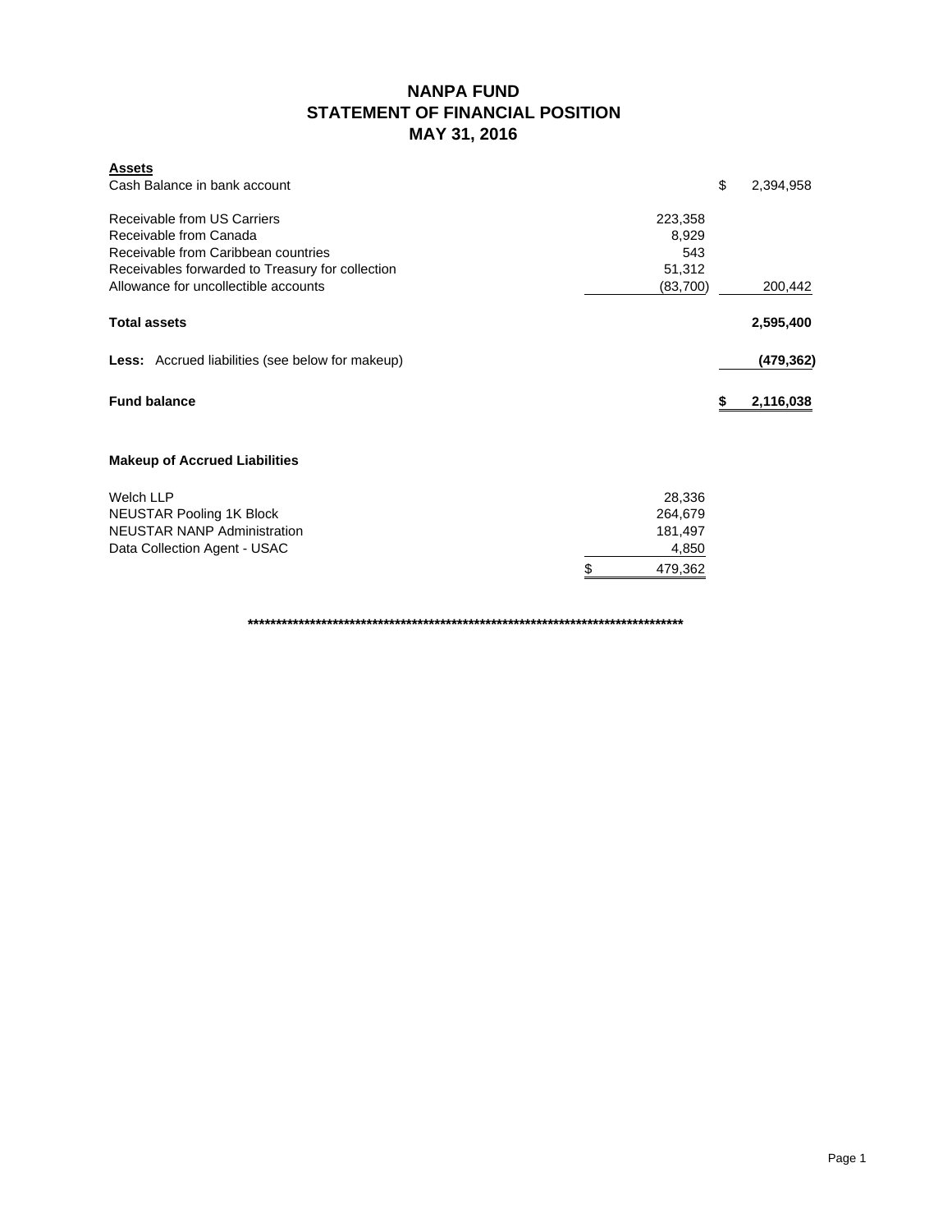# NANPA FUND
## STATEMENT OF FINANCIAL POSITION
## MAY 31, 2016

| **Assets** | | |
|---|---|---|
| Cash Balance in bank account | | $ 2,394,958 |
| | | |
| Receivable from US Carriers | 223,358 | |
| Receivable from Canada | 8,929 | |
| Receivable from Caribbean countries | 543 | |
| Receivables forwarded to Treasury for collection | 51,312 | |
| Allowance for uncollectible accounts | (83,700) | 200,442 |
| | | |
| **Total assets** | | **2,595,400** |
| | | |
| **Less:** Accrued liabilities (see below for makeup) | | **(479,362)** |
| | | |
| **Fund balance** | | **$ 2,116,038** |

### Makeup of Accrued Liabilities

| | |
|---|---|
| Welch LLP | 28,336 |
| NEUSTAR Pooling 1K Block | 264,679 |
| NEUSTAR NANP Administration | 181,497 |
| Data Collection Agent - USAC | 4,850 |
| | $ 479,362 |

**********************************************************************************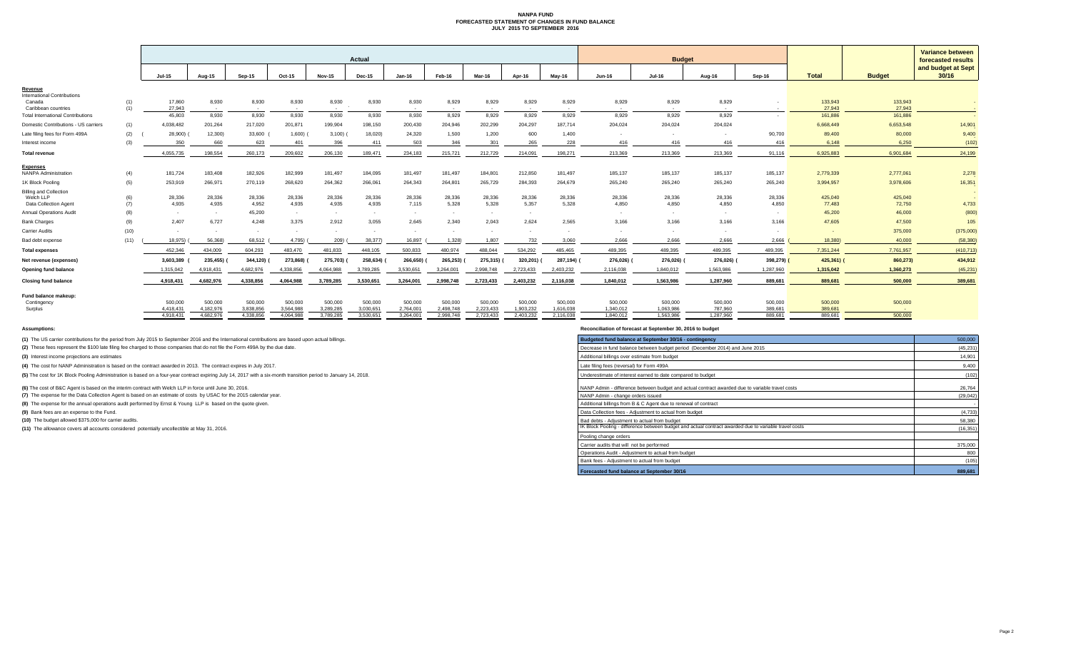# NANPA FUND
## FORECASTED STATEMENT OF CHANGES IN FUND BALANCE
### JULY 2015 TO SEPTEMBER 2016

| | | Actual | | | | | | | | | | | Budget | | | | | | Variance between forecasted results and budget at Sept 30/16 |
|---|---|---|---|---|---|---|---|---|---|---|---|---|---|---|---|---|---|---|---|
| | | Jul-15 | Aug-15 | Sep-15 | Oct-15 | Nov-15 | Dec-15 | Jan-16 | Feb-16 | Mar-16 | Apr-16 | May-16 | Jun-16 | Jul-16 | Aug-16 | Sep-16 | Total | Budget | |
| **Revenue** | | | | | | | | | | | | | | | | | | | |
| International Contributions | | | | | | | | | | | | | | | | | | | |
| Canada | (1) | 17,860 | 8,930 | 8,930 | 8,930 | 8,930 | 8,930 | 8,930 | 8,929 | 8,929 | 8,929 | 8,929 | 8,929 | 8,929 | 8,929 | - | 133,943 | 133,943 | - |
| Caribbean countries | (1) | 27,943 | - | - | - | - | - | - | - | - | - | - | - | - | - | - | 27,943 | 27,943 | - |
| Total International Contributions | | 45,803 | 8,930 | 8,930 | 8,930 | 8,930 | 8,930 | 8,930 | 8,929 | 8,929 | 8,929 | 8,929 | 8,929 | 8,929 | 8,929 | - | 161,886 | 161,886 | - |
| Domestic Contributions - US carriers | (1) | 4,038,482 | 201,264 | 217,020 | 201,871 | 199,904 | 198,150 | 200,430 | 204,946 | 202,299 | 204,297 | 187,714 | 204,024 | 204,024 | 204,024 | | 6,668,449 | 6,653,548 | 14,901 |
| Late filing fees for Form 499A | (2) | (28,900) | (12,300) | 33,600 | (1,600) | (3,100) | (18,020) | 24,320 | 1,500 | 1,200 | 600 | 1,400 | - | - | - | 90,700 | 89,400 | 80,000 | 9,400 |
| Interest income | (3) | 350 | 660 | 623 | 401 | 396 | 411 | 503 | 346 | 301 | 265 | 228 | 416 | 416 | 416 | 416 | 6,148 | 6,250 | (102) |
| **Total revenue** | | 4,055,735 | 198,554 | 260,173 | 209,602 | 206,130 | 189,471 | 234,183 | 215,721 | 212,729 | 214,091 | 198,271 | 213,369 | 213,369 | 213,369 | 91,116 | 6,925,883 | 6,901,684 | 24,199 |
| **Expenses** | | | | | | | | | | | | | | | | | | | |
| NANPA Administration | (4) | 181,724 | 183,408 | 182,926 | 182,999 | 181,497 | 184,095 | 181,497 | 181,497 | 184,801 | 212,850 | 181,497 | 185,137 | 185,137 | 185,137 | 185,137 | 2,779,339 | 2,777,061 | 2,278 |
| 1K Block Pooling | (5) | 253,919 | 266,971 | 270,119 | 268,620 | 264,362 | 266,061 | 264,343 | 264,801 | 265,729 | 284,393 | 264,679 | 265,240 | 265,240 | 265,240 | 265,240 | 3,994,957 | 3,978,606 | 16,351 |
| Billing and Collection | | | | | | | | | | | | | | | | | | | - |
| Welch LLP | (6) | 28,336 | 28,336 | 28,336 | 28,336 | 28,336 | 28,336 | 28,336 | 28,336 | 28,336 | 28,336 | 28,336 | 28,336 | 28,336 | 28,336 | 28,336 | 425,040 | 425,040 | - |
| Data Collection Agent | (7) | 4,935 | 4,935 | 4,952 | 4,935 | 4,935 | 4,935 | 7,115 | 5,328 | 5,328 | 5,357 | 5,328 | 4,850 | 4,850 | 4,850 | 4,850 | 77,483 | 72,750 | 4,733 |
| Annual Operations Audit | (8) | - | - | 45,200 | - | - | - | - | - | - | - | | - | - | - | - | 45,200 | 46,000 | (800) |
| Bank Charges | (9) | 2,407 | 6,727 | 4,248 | 3,375 | 2,912 | 3,055 | 2,645 | 2,340 | 2,043 | 2,624 | 2,565 | 3,166 | 3,166 | 3,166 | 3,166 | 47,605 | 47,500 | 105 |
| Carrier Audits | (10) | - | - | - | - | - | - | - | - | - | - | - | - | - | - | - | - | 375,000 | (375,000) |
| Bad debt expense | (11) | (18,975) | (56,368) | 68,512 | (4,795) | (209) | (38,377) | 16,897 | (1,328) | 1,807 | 732 | 3,060 | 2,666 | 2,666 | 2,666 | 2,666 | (18,380) | 40,000 | (58,380) |
| **Total expenses** | | 452,346 | 434,009 | 604,293 | 483,470 | 481,833 | 448,105 | 500,833 | 480,974 | 488,044 | 534,292 | 485,465 | 489,395 | 489,395 | 489,395 | 489,395 | 7,351,244 | 7,761,957 | (410,713) |
| **Net revenue (expenses)** | | 3,603,389 | (235,455) | (344,120) | (273,868) | (275,703) | (258,634) | (266,650) | (265,253) | (275,315) | (320,201) | (287,194) | (276,026) | (276,026) | (276,026) | (398,279) | (425,361) | (860,273) | 434,912 |
| **Opening fund balance** | | 1,315,042 | 4,918,431 | 4,682,976 | 4,338,856 | 4,064,988 | 3,789,285 | 3,530,651 | 3,264,001 | 2,998,748 | 2,723,433 | 2,403,232 | 2,116,038 | 1,840,012 | 1,563,986 | 1,287,960 | 1,315,042 | 1,360,273 | (45,231) |
| **Closing fund balance** | | 4,918,431 | 4,682,976 | 4,338,856 | 4,064,988 | 3,789,285 | 3,530,651 | 3,264,001 | 2,998,748 | 2,723,433 | 2,403,232 | 2,116,038 | 1,840,012 | 1,563,986 | 1,287,960 | 889,681 | 889,681 | 500,000 | 389,681 |
| **Fund balance makeup:** | | | | | | | | | | | | | | | | | | | |
| Contingency | | 500,000 | 500,000 | 500,000 | 500,000 | 500,000 | 500,000 | 500,000 | 500,000 | 500,000 | 500,000 | 500,000 | 500,000 | 500,000 | 500,000 | 500,000 | 500,000 | 500,000 | |
| Surplus | | 4,418,431 | 4,182,976 | 3,838,856 | 3,564,988 | 3,289,285 | 3,030,651 | 2,764,001 | 2,498,748 | 2,223,433 | 1,903,232 | 1,616,038 | 1,340,012 | 1,063,986 | 787,960 | 389,681 | 389,681 | - | |
| | | 4,918,431 | 4,682,976 | 4,338,856 | 4,064,988 | 3,789,285 | 3,530,651 | 3,264,001 | 2,998,748 | 2,723,433 | 2,403,232 | 2,116,038 | 1,840,012 | 1,563,986 | 1,287,960 | 889,681 | 889,681 | 500,000 | |

**Assumptions:**

**(1)** The US carrier contributions for the period from July 2015 to September 2016 and the International contributions are based upon actual billings.

**(2)** These fees represent the $100 late filing fee charged to those companies that do not file the Form 499A by the due date.

**(3)** Interest income projections are estimates

**(4)** The cost for NANP Administration is based on the contract awarded in 2013. The contract expires in July 2017.

**(5)** The cost for 1K Block Pooling Administration is based on a four-year contract expiring July 14, 2017 with a six-month transition period to January 14, 2018.

**(6)** The cost of B&C Agent is based on the interim contract with Welch LLP in force until June 30, 2016.

**(7)** The expense for the Data Collection Agent is based on an estimate of costs by USAC for the 2015 calendar year.

**(8)** The expense for the annual operations audit performed by Ernst & Young LLP is based on the quote given.

**(9)** Bank fees are an expense to the Fund.

**(10)** The budget allowed $375,000 for carrier audits.

**(11)** The allowance covers all accounts considered potentially uncollectible at May 31, 2016.

**Reconciliation of forecast at September 30, 2016 to budget**

| | |
|---|---|
| **Budgeted fund balance at September 30/16 - contingency** | 500,000 |
| Decrease in fund balance between budget period (December 2014) and June 2015 | (45,231) |
| Additional billings over estimate from budget | 14,901 |
| Late filing fees (reversal) for Form 499A | 9,400 |
| Underestimate of interest earned to date compared to budget | (102) |
| NANP Admin - difference between budget and actual contract awarded due to variable travel costs | 26,764 |
| NANP Admin - change orders issued | (29,042) |
| Additional billings from B & C Agent due to renewal of contract | - |
| Data Collection fees - Adjustment to actual from budget | (4,733) |
| Bad debts - Adjustment to actual from budget | 58,380 |
| IK Block Pooling - difference between budget and actual contract awarded due to variable travel costs | (16,351) |
| Pooling change orders | - |
| Carrier audits that will not be performed | 375,000 |
| Operations Audit - Adjustment to actual from budget | 800 |
| Bank fees - Adjustment to actual from budget | (105) |
| **Forecasted fund balance at September 30/16** | **889,681** |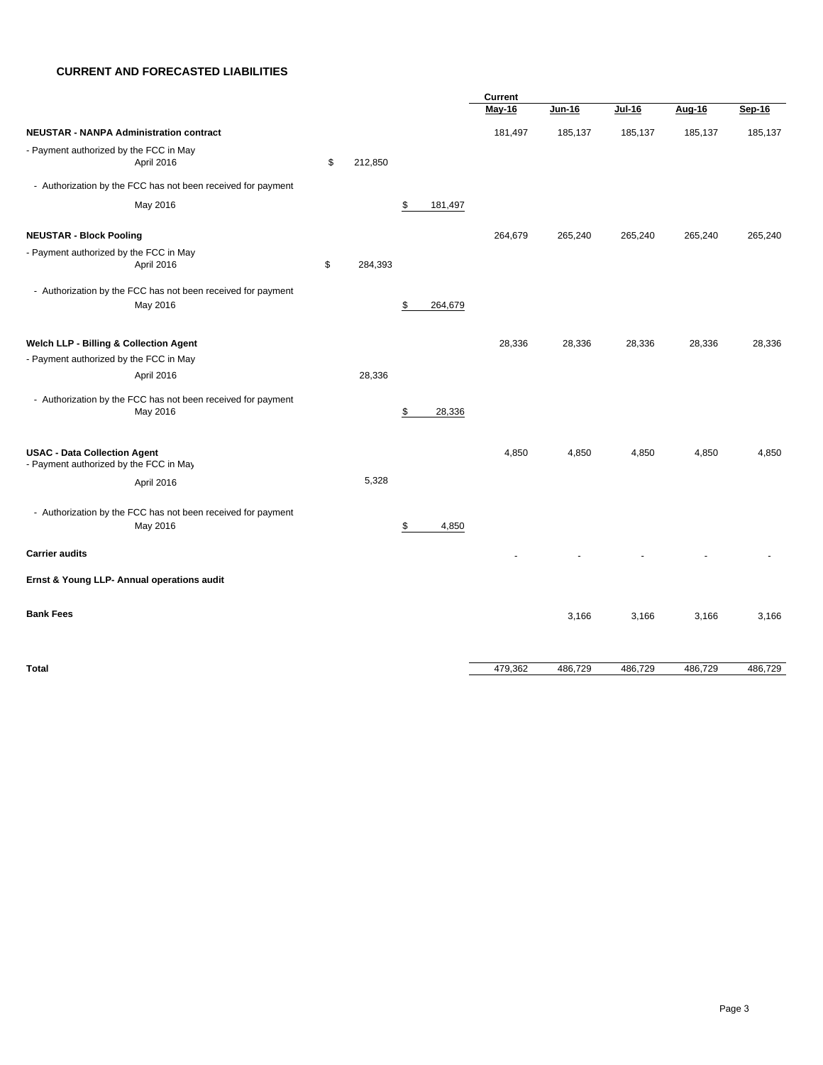## CURRENT AND FORECASTED LIABILITIES

| | | | Current May-16 | Jun-16 | Jul-16 | Aug-16 | Sep-16 |
|---|---|---|---|---|---|---|---|
| **NEUSTAR - NANPA Administration contract** | | | 181,497 | 185,137 | 185,137 | 185,137 | 185,137 |
| - Payment authorized by the FCC in May April 2016 | $ 212,850 | | | | | | |
| - Authorization by the FCC has not been received for payment May 2016 | | $ 181,497 | | | | | |
| **NEUSTAR - Block Pooling** | | | 264,679 | 265,240 | 265,240 | 265,240 | 265,240 |
| - Payment authorized by the FCC in May April 2016 | $ 284,393 | | | | | | |
| - Authorization by the FCC has not been received for payment May 2016 | | $ 264,679 | | | | | |
| **Welch LLP - Billing & Collection Agent** | | | 28,336 | 28,336 | 28,336 | 28,336 | 28,336 |
| - Payment authorized by the FCC in May April 2016 | 28,336 | | | | | | |
| - Authorization by the FCC has not been received for payment May 2016 | | $ 28,336 | | | | | |
| **USAC - Data Collection Agent** | | | 4,850 | 4,850 | 4,850 | 4,850 | 4,850 |
| - Payment authorized by the FCC in May April 2016 | 5,328 | | | | | | |
| - Authorization by the FCC has not been received for payment May 2016 | | $ 4,850 | | | | | |
| **Carrier audits** | | | - | - | - | - | - |
| **Ernst & Young LLP- Annual operations audit** | | | | | | | |
| **Bank Fees** | | | | 3,166 | 3,166 | 3,166 | 3,166 |
| **Total** | | | 479,362 | 486,729 | 486,729 | 486,729 | 486,729 |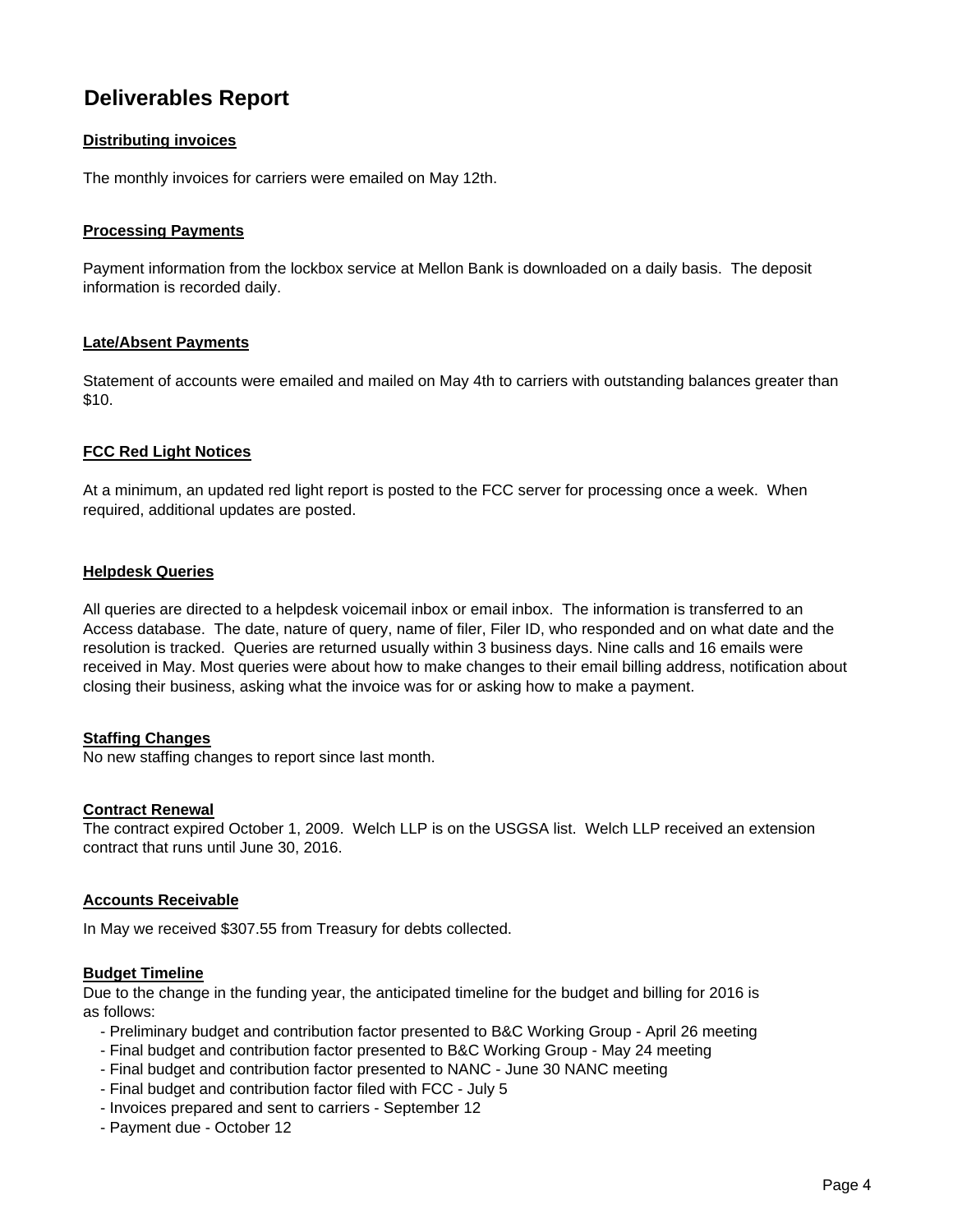## Deliverables Report

**Distributing invoices**

The monthly invoices for carriers were emailed on May 12th.

**Processing Payments**

Payment information from the lockbox service at Mellon Bank is downloaded on a daily basis. The deposit information is recorded daily.

**Late/Absent Payments**

Statement of accounts were emailed and mailed on May 4th to carriers with outstanding balances greater than $10.

**FCC Red Light Notices**

At a minimum, an updated red light report is posted to the FCC server for processing once a week. When required, additional updates are posted.

**Helpdesk Queries**

All queries are directed to a helpdesk voicemail inbox or email inbox. The information is transferred to an Access database. The date, nature of query, name of filer, Filer ID, who responded and on what date and the resolution is tracked. Queries are returned usually within 3 business days. Nine calls and 16 emails were received in May. Most queries were about how to make changes to their email billing address, notification about closing their business, asking what the invoice was for or asking how to make a payment.

**Staffing Changes**

No new staffing changes to report since last month.

**Contract Renewal**

The contract expired October 1, 2009. Welch LLP is on the USGSA list. Welch LLP received an extension contract that runs until June 30, 2016.

**Accounts Receivable**

In May we received $307.55 from Treasury for debts collected.

**Budget Timeline**

Due to the change in the funding year, the anticipated timeline for the budget and billing for 2016 is as follows:

- Preliminary budget and contribution factor presented to B&C Working Group - April 26 meeting
- Final budget and contribution factor presented to B&C Working Group - May 24 meeting
- Final budget and contribution factor presented to NANC - June 30 NANC meeting
- Final budget and contribution factor filed with FCC - July 5
- Invoices prepared and sent to carriers - September 12
- Payment due - October 12